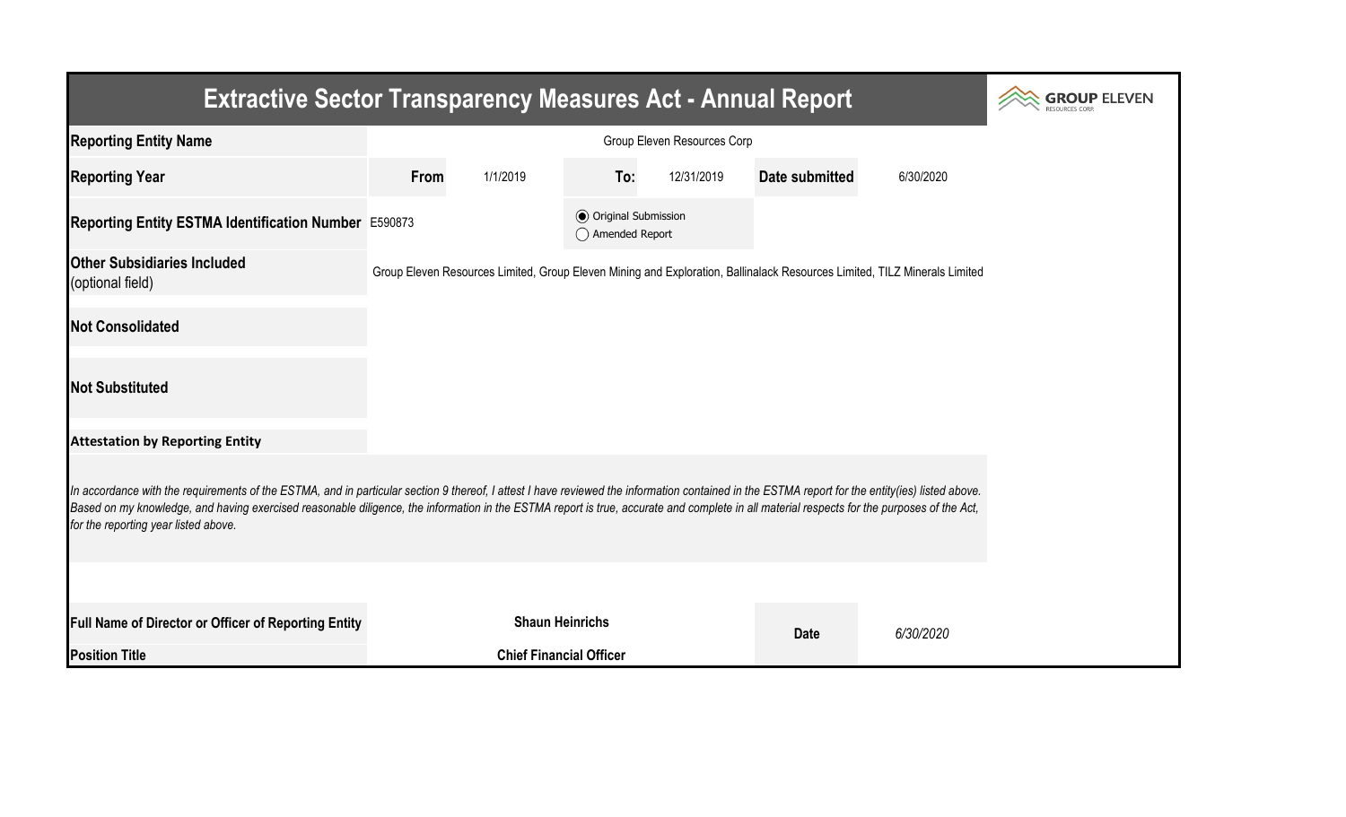# Extractive Sector Transparency Measures Act - Annual Report

GROUP ELEVEN RESOURCES CORP

| | | | | | | |
|---|---|---|---|---|---|---|
| **Reporting Entity Name** | Group Eleven Resources Corp | | | | | |
| **Reporting Year** | **From** | 1/1/2019 | **To:** | 12/31/2019 | **Date submitted** | 6/30/2020 |
| **Reporting Entity ESTMA Identification Number** | E590873 | | ◉ Original Submission<br>◯ Amended Report | | | |
| **Other Subsidiaries Included** (optional field) | Group Eleven Resources Limited, Group Eleven Mining and Exploration, Ballinalack Resources Limited, TILZ Minerals Limited | | | | | |
| **Not Consolidated** | | | | | | |
| **Not Substituted** | | | | | | |

**Attestation by Reporting Entity**

*In accordance with the requirements of the ESTMA, and in particular section 9 thereof, I attest I have reviewed the information contained in the ESTMA report for the entity(ies) listed above. Based on my knowledge, and having exercised reasonable diligence, the information in the ESTMA report is true, accurate and complete in all material respects for the purposes of the Act, for the reporting year listed above.*

| | | | |
|---|---|---|---|
| **Full Name of Director or Officer of Reporting Entity** | **Shaun Heinrichs** | **Date** | *6/30/2020* |
| **Position Title** | **Chief Financial Officer** | | |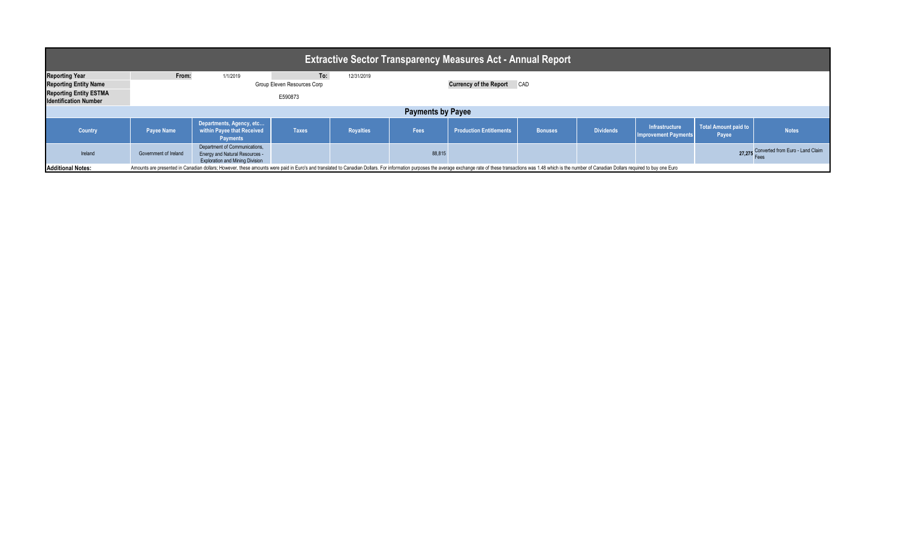# Extractive Sector Transparency Measures Act - Annual Report

| | | | | |
|---|---|---|---|---|
| **Reporting Year** | **From:** | 1/1/2019 | **To:** | 12/31/2019 |
| **Reporting Entity Name** | Group Eleven Resources Corp | | **Currency of the Report** | CAD |
| **Reporting Entity ESTMA Identification Number** | E590873 | | | |

## Payments by Payee

| Country | Payee Name | Departments, Agency, etc... within Payee that Received Payments | Taxes | Royalties | Fees | Production Entitlements | Bonuses | Dividends | Infrastructure Improvement Payments | Total Amount paid to Payee | Notes |
|---|---|---|---|---|---|---|---|---|---|---|---|
| Ireland | Government of Ireland | Department of Communications, Energy and Natural Resources - Exploration and Mining Division | | | 88,815 | | | | | 27,275 | Converted from Euro - Land Claim Fees |

**Additional Notes:** Amounts are presented in Canadian dollars; However, these amounts were paid in Euro's and translated to Canadian Dollars. For information purposes the average exchange rate of these transactions was 1.48 which is the number of Canadian Dollars required to buy one Euro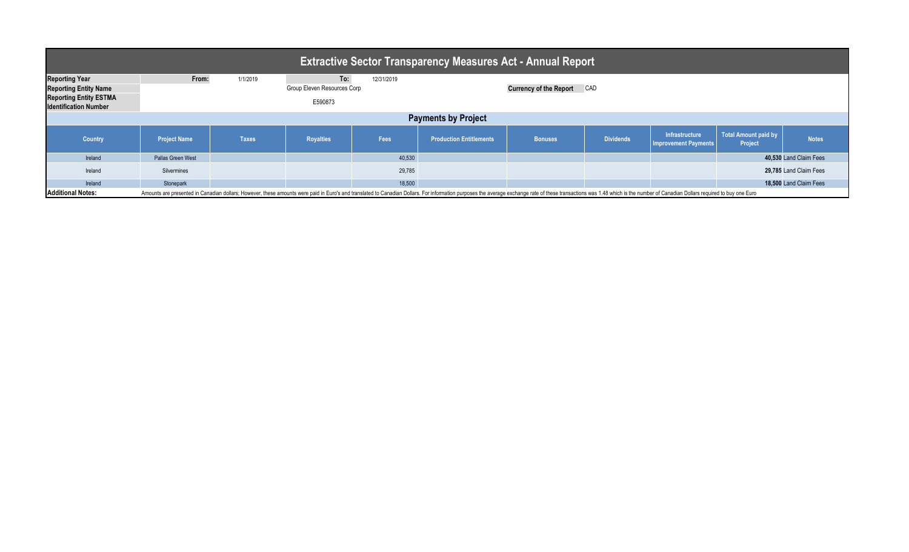# Extractive Sector Transparency Measures Act - Annual Report

| | | | | | |
|---|---|---|---|---|---|
| **Reporting Year** | **From:** | 1/1/2019 | **To:** | 12/31/2019 | |
| **Reporting Entity Name** | | | Group Eleven Resources Corp | **Currency of the Report** | CAD |
| **Reporting Entity ESTMA Identification Number** | | | E590873 | | |

## Payments by Project

| Country | Project Name | Taxes | Royalties | Fees | Production Entitlements | Bonuses | Dividends | Infrastructure Improvement Payments | Total Amount paid by Project | Notes |
|---|---|---|---|---|---|---|---|---|---|---|
| Ireland | Pallas Green West | | | 40,530 | | | | | **40,530** | Land Claim Fees |
| Ireland | Silvermines | | | 29,785 | | | | | **29,785** | Land Claim Fees |
| Ireland | Stonepark | | | 18,500 | | | | | **18,500** | Land Claim Fees |

**Additional Notes:** Amounts are presented in Canadian dollars; However, these amounts were paid in Euro's and translated to Canadian Dollars. For information purposes the average exchange rate of these transactions was 1.48 which is the number of Canadian Dollars required to buy one Euro